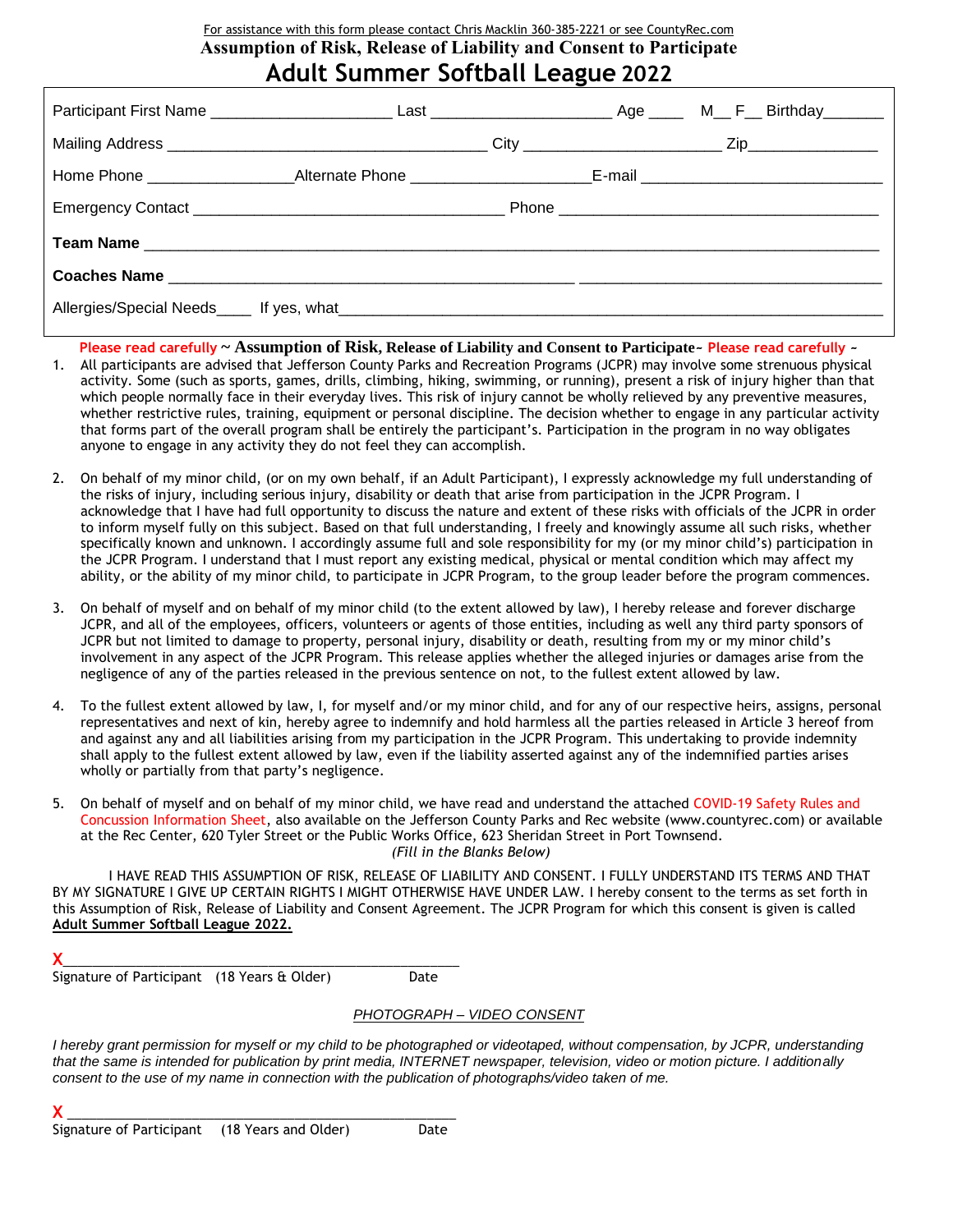For assistance with this form please contact Chris Macklin 360-385-2221 or see CountyRec.com

## Assumption of Risk, Release of Liability and Consent to Participate

# Adult Summer Softball League 2022

Participant First Name ____________________ Last ____________________ Age ____ M__ F__ Birthday_______

Mailing Address __________________________________ City ____________________ Zip______________

Home Phone ________________Alternate Phone ____________________E-mail __________________________

Emergency Contact __________________________________ Phone __________________________________

**Team Name** ______________________________________________________________________________

**Coaches Name** ____________________________________________ ________________________________

Allergies/Special Needs____ If yes, what_________________________________________________________

Please read carefully ~ **Assumption of Risk, Release of Liability and Consent to Participate** ~ Please read carefully ~

1. All participants are advised that Jefferson County Parks and Recreation Programs (JCPR) may involve some strenuous physical activity. Some (such as sports, games, drills, climbing, hiking, swimming, or running), present a risk of injury higher than that which people normally face in their everyday lives. This risk of injury cannot be wholly relieved by any preventive measures, whether restrictive rules, training, equipment or personal discipline. The decision whether to engage in any particular activity that forms part of the overall program shall be entirely the participant's. Participation in the program in no way obligates anyone to engage in any activity they do not feel they can accomplish.

2. On behalf of my minor child, (or on my own behalf, if an Adult Participant), I expressly acknowledge my full understanding of the risks of injury, including serious injury, disability or death that arise from participation in the JCPR Program. I acknowledge that I have had full opportunity to discuss the nature and extent of these risks with officials of the JCPR in order to inform myself fully on this subject. Based on that full understanding, I freely and knowingly assume all such risks, whether specifically known and unknown. I accordingly assume full and sole responsibility for my (or my minor child's) participation in the JCPR Program. I understand that I must report any existing medical, physical or mental condition which may affect my ability, or the ability of my minor child, to participate in JCPR Program, to the group leader before the program commences.

3. On behalf of myself and on behalf of my minor child (to the extent allowed by law), I hereby release and forever discharge JCPR, and all of the employees, officers, volunteers or agents of those entities, including as well any third party sponsors of JCPR but not limited to damage to property, personal injury, disability or death, resulting from my or my minor child's involvement in any aspect of the JCPR Program. This release applies whether the alleged injuries or damages arise from the negligence of any of the parties released in the previous sentence on not, to the fullest extent allowed by law.

4. To the fullest extent allowed by law, I, for myself and/or my minor child, and for any of our respective heirs, assigns, personal representatives and next of kin, hereby agree to indemnify and hold harmless all the parties released in Article 3 hereof from and against any and all liabilities arising from my participation in the JCPR Program. This undertaking to provide indemnity shall apply to the fullest extent allowed by law, even if the liability asserted against any of the indemnified parties arises wholly or partially from that party's negligence.

5. On behalf of myself and on behalf of my minor child, we have read and understand the attached COVID-19 Safety Rules and Concussion Information Sheet, also available on the Jefferson County Parks and Rec website (www.countyrec.com) or available at the Rec Center, 620 Tyler Street or the Public Works Office, 623 Sheridan Street in Port Townsend.

*(Fill in the Blanks Below)*

I HAVE READ THIS ASSUMPTION OF RISK, RELEASE OF LIABILITY AND CONSENT. I FULLY UNDERSTAND ITS TERMS AND THAT BY MY SIGNATURE I GIVE UP CERTAIN RIGHTS I MIGHT OTHERWISE HAVE UNDER LAW. I hereby consent to the terms as set forth in this Assumption of Risk, Release of Liability and Consent Agreement. The JCPR Program for which this consent is given is called **Adult Summer Softball League 2022.**

X________________________________________________

Signature of Participant (18 Years & Older) Date

*PHOTOGRAPH – VIDEO CONSENT*

*I hereby grant permission for myself or my child to be photographed or videotaped, without compensation, by JCPR, understanding that the same is intended for publication by print media, INTERNET newspaper, television, video or motion picture. I additionally consent to the use of my name in connection with the publication of photographs/video taken of me.*

X ________________________________________________

Signature of Participant (18 Years and Older) Date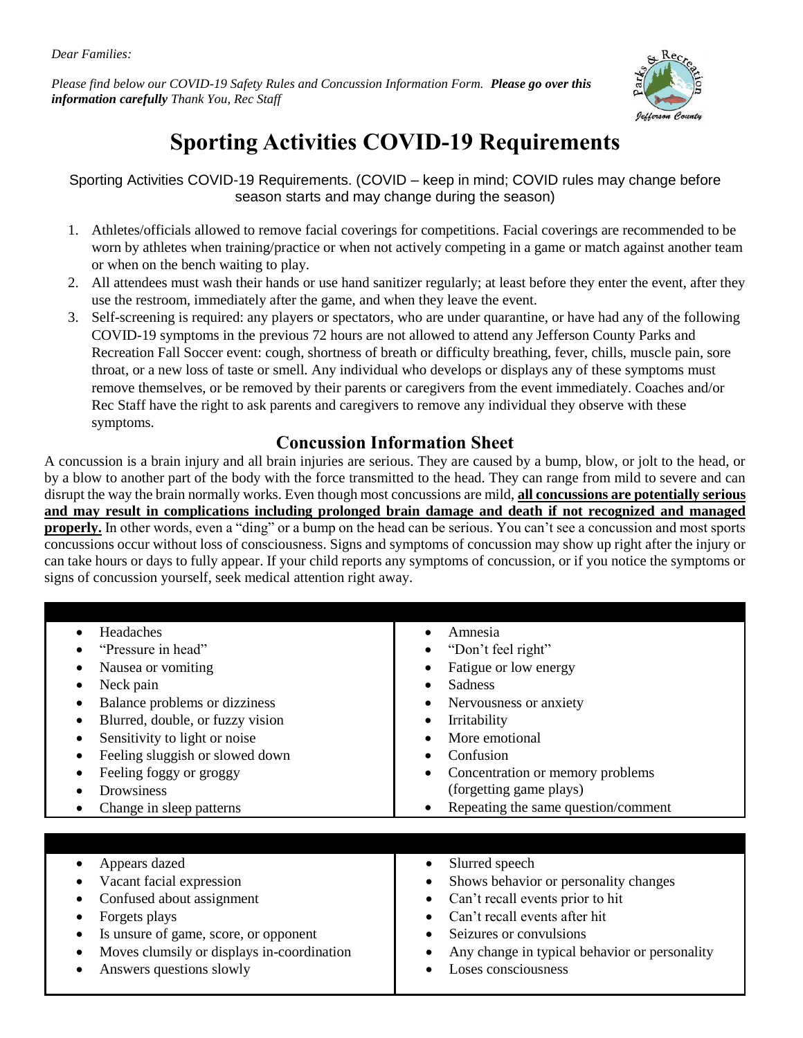*Dear Families:*

*Please find below our COVID-19 Safety Rules and Concussion Information Form.* ***Please go over this information carefully*** *Thank You, Rec Staff*

# Sporting Activities COVID-19 Requirements

Sporting Activities COVID-19 Requirements. (COVID – keep in mind; COVID rules may change before season starts and may change during the season)

1. Athletes/officials allowed to remove facial coverings for competitions. Facial coverings are recommended to be worn by athletes when training/practice or when not actively competing in a game or match against another team or when on the bench waiting to play.
2. All attendees must wash their hands or use hand sanitizer regularly; at least before they enter the event, after they use the restroom, immediately after the game, and when they leave the event.
3. Self-screening is required: any players or spectators, who are under quarantine, or have had any of the following COVID-19 symptoms in the previous 72 hours are not allowed to attend any Jefferson County Parks and Recreation Fall Soccer event: cough, shortness of breath or difficulty breathing, fever, chills, muscle pain, sore throat, or a new loss of taste or smell. Any individual who develops or displays any of these symptoms must remove themselves, or be removed by their parents or caregivers from the event immediately. Coaches and/or Rec Staff have the right to ask parents and caregivers to remove any individual they observe with these symptoms.

## Concussion Information Sheet

A concussion is a brain injury and all brain injuries are serious. They are caused by a bump, blow, or jolt to the head, or by a blow to another part of the body with the force transmitted to the head. They can range from mild to severe and can disrupt the way the brain normally works. Even though most concussions are mild, **all concussions are potentially serious and may result in complications including prolonged brain damage and death if not recognized and managed properly.** In other words, even a "ding" or a bump on the head can be serious. You can't see a concussion and most sports concussions occur without loss of consciousness. Signs and symptoms of concussion may show up right after the injury or can take hours or days to fully appear. If your child reports any symptoms of concussion, or if you notice the symptoms or signs of concussion yourself, seek medical attention right away.

| | |
|---|---|
| • Headaches<br>• "Pressure in head"<br>• Nausea or vomiting<br>• Neck pain<br>• Balance problems or dizziness<br>• Blurred, double, or fuzzy vision<br>• Sensitivity to light or noise<br>• Feeling sluggish or slowed down<br>• Feeling foggy or groggy<br>• Drowsiness<br>• Change in sleep patterns | • Amnesia<br>• "Don't feel right"<br>• Fatigue or low energy<br>• Sadness<br>• Nervousness or anxiety<br>• Irritability<br>• More emotional<br>• Confusion<br>• Concentration or memory problems (forgetting game plays)<br>• Repeating the same question/comment |

| | |
|---|---|
| • Appears dazed<br>• Vacant facial expression<br>• Confused about assignment<br>• Forgets plays<br>• Is unsure of game, score, or opponent<br>• Moves clumsily or displays in-coordination<br>• Answers questions slowly | • Slurred speech<br>• Shows behavior or personality changes<br>• Can't recall events prior to hit<br>• Can't recall events after hit<br>• Seizures or convulsions<br>• Any change in typical behavior or personality<br>• Loses consciousness |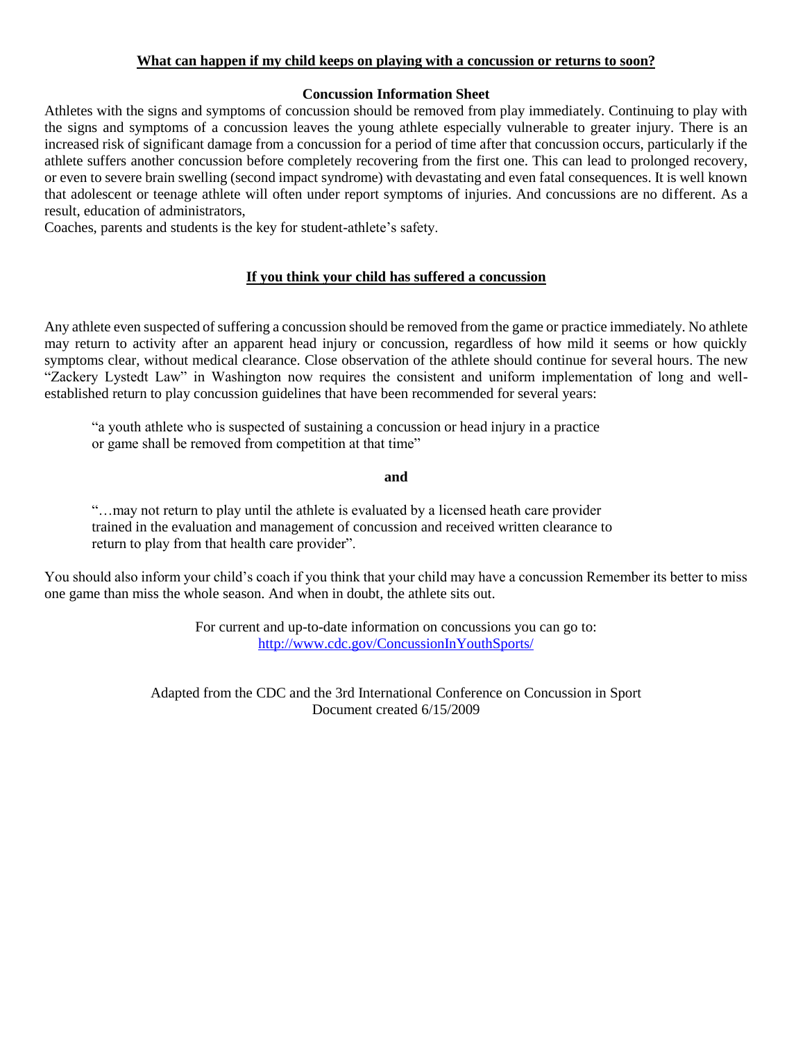**<u>What can happen if my child keeps on playing with a concussion or returns to soon?</u>**

**Concussion Information Sheet**

Athletes with the signs and symptoms of concussion should be removed from play immediately. Continuing to play with the signs and symptoms of a concussion leaves the young athlete especially vulnerable to greater injury. There is an increased risk of significant damage from a concussion for a period of time after that concussion occurs, particularly if the athlete suffers another concussion before completely recovering from the first one. This can lead to prolonged recovery, or even to severe brain swelling (second impact syndrome) with devastating and even fatal consequences. It is well known that adolescent or teenage athlete will often under report symptoms of injuries. And concussions are no different. As a result, education of administrators,
Coaches, parents and students is the key for student-athlete's safety.

**<u>If you think your child has suffered a concussion</u>**

Any athlete even suspected of suffering a concussion should be removed from the game or practice immediately. No athlete may return to activity after an apparent head injury or concussion, regardless of how mild it seems or how quickly symptoms clear, without medical clearance. Close observation of the athlete should continue for several hours. The new "Zackery Lystedt Law" in Washington now requires the consistent and uniform implementation of long and well-established return to play concussion guidelines that have been recommended for several years:

> "a youth athlete who is suspected of sustaining a concussion or head injury in a practice or game shall be removed from competition at that time"

**and**

> "…may not return to play until the athlete is evaluated by a licensed heath care provider trained in the evaluation and management of concussion and received written clearance to return to play from that health care provider".

You should also inform your child's coach if you think that your child may have a concussion Remember its better to miss one game than miss the whole season. And when in doubt, the athlete sits out.

For current and up-to-date information on concussions you can go to:
http://www.cdc.gov/ConcussionInYouthSports/

Adapted from the CDC and the 3rd International Conference on Concussion in Sport
Document created 6/15/2009